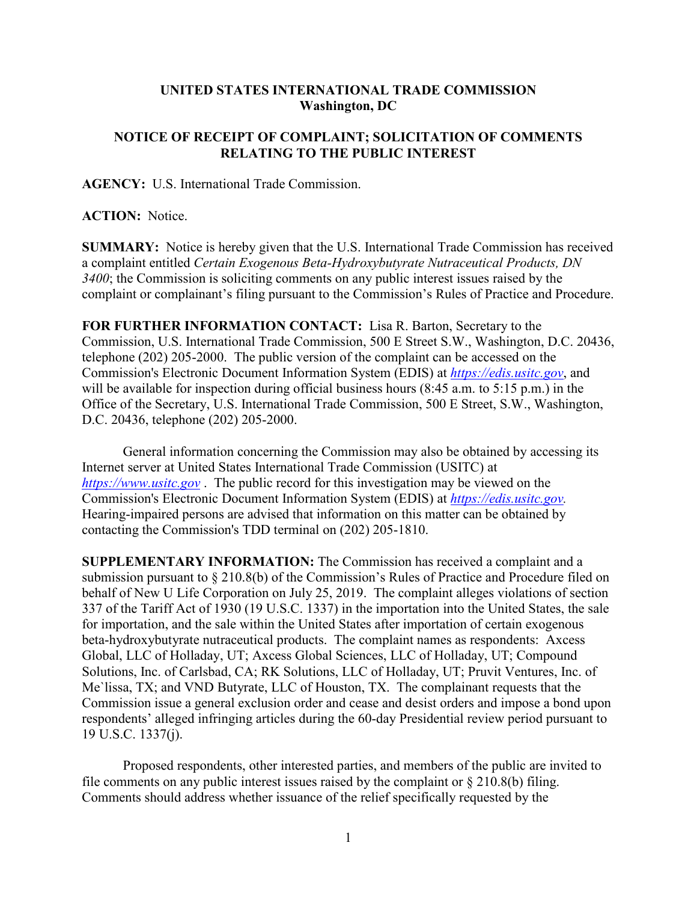**UNITED STATES INTERNATIONAL TRADE COMMISSION**
**Washington, DC**

**NOTICE OF RECEIPT OF COMPLAINT; SOLICITATION OF COMMENTS RELATING TO THE PUBLIC INTEREST**

**AGENCY:** U.S. International Trade Commission.

**ACTION:** Notice.

**SUMMARY:** Notice is hereby given that the U.S. International Trade Commission has received a complaint entitled *Certain Exogenous Beta-Hydroxybutyrate Nutraceutical Products, DN 3400*; the Commission is soliciting comments on any public interest issues raised by the complaint or complainant's filing pursuant to the Commission's Rules of Practice and Procedure.

**FOR FURTHER INFORMATION CONTACT:** Lisa R. Barton, Secretary to the Commission, U.S. International Trade Commission, 500 E Street S.W., Washington, D.C. 20436, telephone (202) 205-2000. The public version of the complaint can be accessed on the Commission's Electronic Document Information System (EDIS) at *https://edis.usitc.gov*, and will be available for inspection during official business hours (8:45 a.m. to 5:15 p.m.) in the Office of the Secretary, U.S. International Trade Commission, 500 E Street, S.W., Washington, D.C. 20436, telephone (202) 205-2000.

General information concerning the Commission may also be obtained by accessing its Internet server at United States International Trade Commission (USITC) at *https://www.usitc.gov* . The public record for this investigation may be viewed on the Commission's Electronic Document Information System (EDIS) at *https://edis.usitc.gov.* Hearing-impaired persons are advised that information on this matter can be obtained by contacting the Commission's TDD terminal on (202) 205-1810.

**SUPPLEMENTARY INFORMATION:** The Commission has received a complaint and a submission pursuant to § 210.8(b) of the Commission's Rules of Practice and Procedure filed on behalf of New U Life Corporation on July 25, 2019. The complaint alleges violations of section 337 of the Tariff Act of 1930 (19 U.S.C. 1337) in the importation into the United States, the sale for importation, and the sale within the United States after importation of certain exogenous beta-hydroxybutyrate nutraceutical products. The complaint names as respondents: Axcess Global, LLC of Holladay, UT; Axcess Global Sciences, LLC of Holladay, UT; Compound Solutions, Inc. of Carlsbad, CA; RK Solutions, LLC of Holladay, UT; Pruvit Ventures, Inc. of Me`lissa, TX; and VND Butyrate, LLC of Houston, TX. The complainant requests that the Commission issue a general exclusion order and cease and desist orders and impose a bond upon respondents' alleged infringing articles during the 60-day Presidential review period pursuant to 19 U.S.C. 1337(j).

Proposed respondents, other interested parties, and members of the public are invited to file comments on any public interest issues raised by the complaint or § 210.8(b) filing. Comments should address whether issuance of the relief specifically requested by the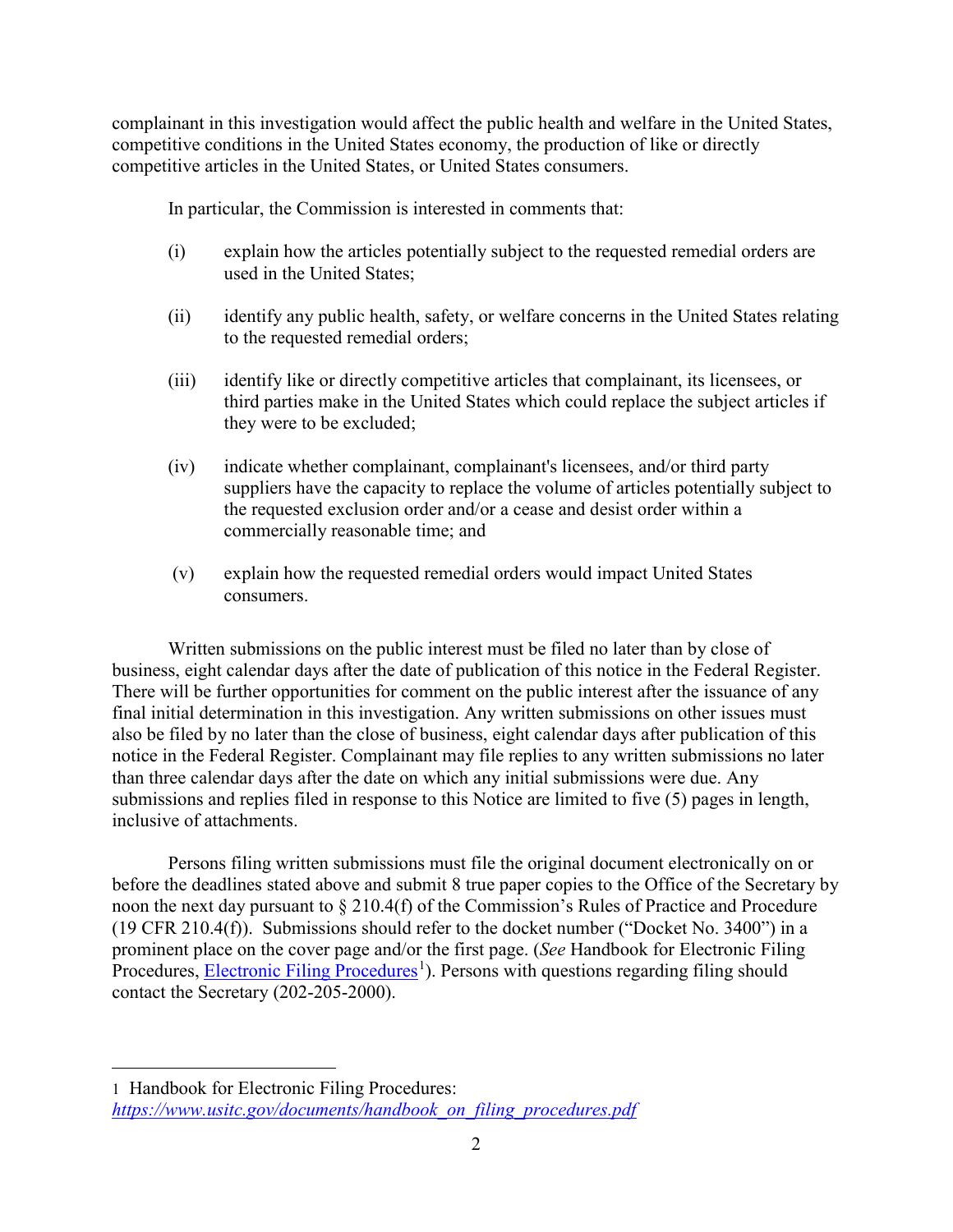complainant in this investigation would affect the public health and welfare in the United States, competitive conditions in the United States economy, the production of like or directly competitive articles in the United States, or United States consumers.

In particular, the Commission is interested in comments that:

(i) explain how the articles potentially subject to the requested remedial orders are used in the United States;

(ii) identify any public health, safety, or welfare concerns in the United States relating to the requested remedial orders;

(iii) identify like or directly competitive articles that complainant, its licensees, or third parties make in the United States which could replace the subject articles if they were to be excluded;

(iv) indicate whether complainant, complainant's licensees, and/or third party suppliers have the capacity to replace the volume of articles potentially subject to the requested exclusion order and/or a cease and desist order within a commercially reasonable time; and

(v) explain how the requested remedial orders would impact United States consumers.

Written submissions on the public interest must be filed no later than by close of business, eight calendar days after the date of publication of this notice in the Federal Register. There will be further opportunities for comment on the public interest after the issuance of any final initial determination in this investigation. Any written submissions on other issues must also be filed by no later than the close of business, eight calendar days after publication of this notice in the Federal Register. Complainant may file replies to any written submissions no later than three calendar days after the date on which any initial submissions were due. Any submissions and replies filed in response to this Notice are limited to five (5) pages in length, inclusive of attachments.

Persons filing written submissions must file the original document electronically on or before the deadlines stated above and submit 8 true paper copies to the Office of the Secretary by noon the next day pursuant to § 210.4(f) of the Commission's Rules of Practice and Procedure (19 CFR 210.4(f)). Submissions should refer to the docket number ("Docket No. 3400") in a prominent place on the cover page and/or the first page. (*See* Handbook for Electronic Filing Procedures, Electronic Filing Procedures[1]). Persons with questions regarding filing should contact the Secretary (202-205-2000).

---

1 Handbook for Electronic Filing Procedures: *https://www.usitc.gov/documents/handbook_on_filing_procedures.pdf*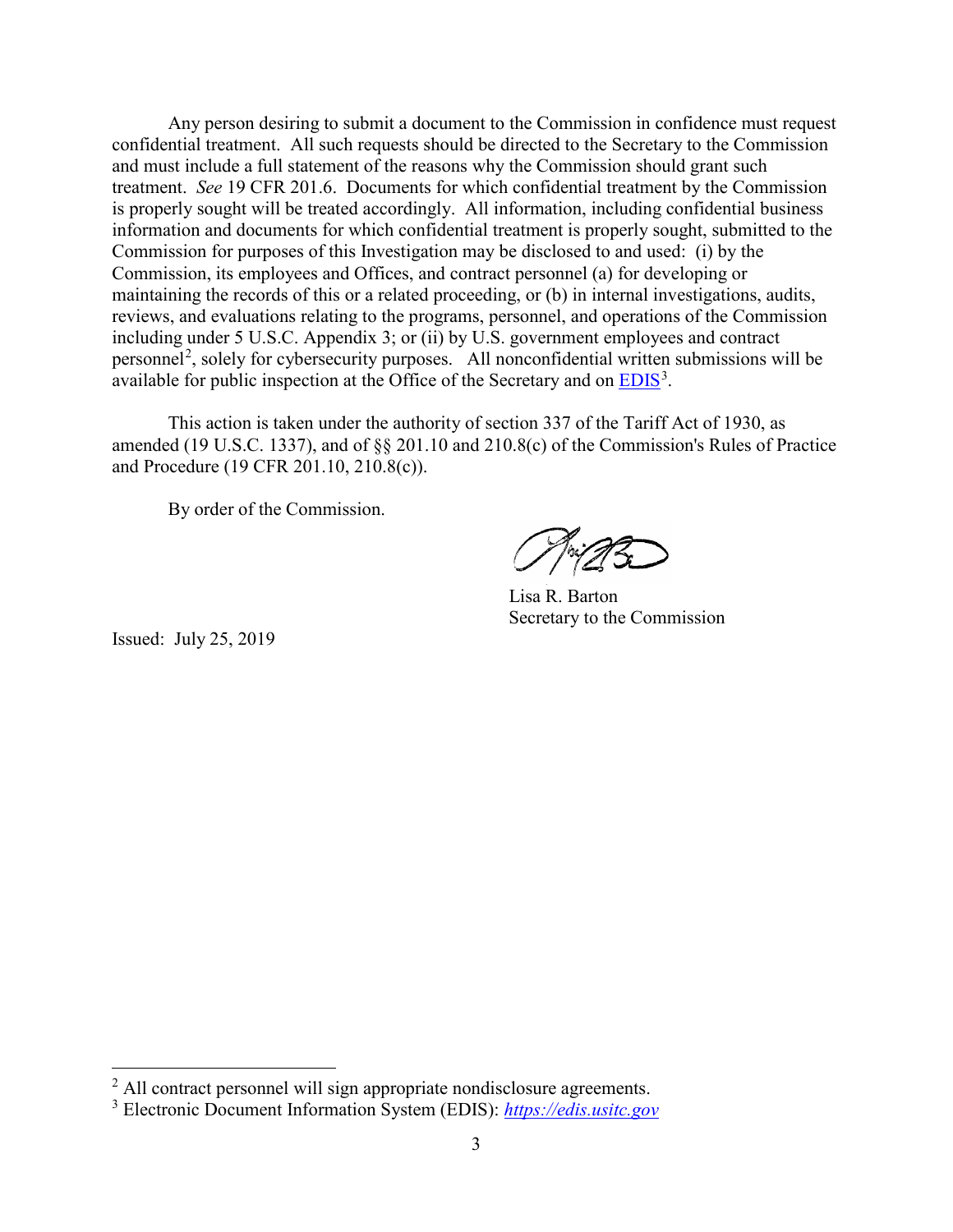Any person desiring to submit a document to the Commission in confidence must request confidential treatment. All such requests should be directed to the Secretary to the Commission and must include a full statement of the reasons why the Commission should grant such treatment. *See* 19 CFR 201.6. Documents for which confidential treatment by the Commission is properly sought will be treated accordingly. All information, including confidential business information and documents for which confidential treatment is properly sought, submitted to the Commission for purposes of this Investigation may be disclosed to and used: (i) by the Commission, its employees and Offices, and contract personnel (a) for developing or maintaining the records of this or a related proceeding, or (b) in internal investigations, audits, reviews, and evaluations relating to the programs, personnel, and operations of the Commission including under 5 U.S.C. Appendix 3; or (ii) by U.S. government employees and contract personnel[2], solely for cybersecurity purposes. All nonconfidential written submissions will be available for public inspection at the Office of the Secretary and on EDIS[3].

This action is taken under the authority of section 337 of the Tariff Act of 1930, as amended (19 U.S.C. 1337), and of §§ 201.10 and 210.8(c) of the Commission's Rules of Practice and Procedure (19 CFR 201.10, 210.8(c)).

By order of the Commission.

Lisa R. Barton
Secretary to the Commission

Issued: July 25, 2019

[2] All contract personnel will sign appropriate nondisclosure agreements.

[3] Electronic Document Information System (EDIS): *https://edis.usitc.gov*